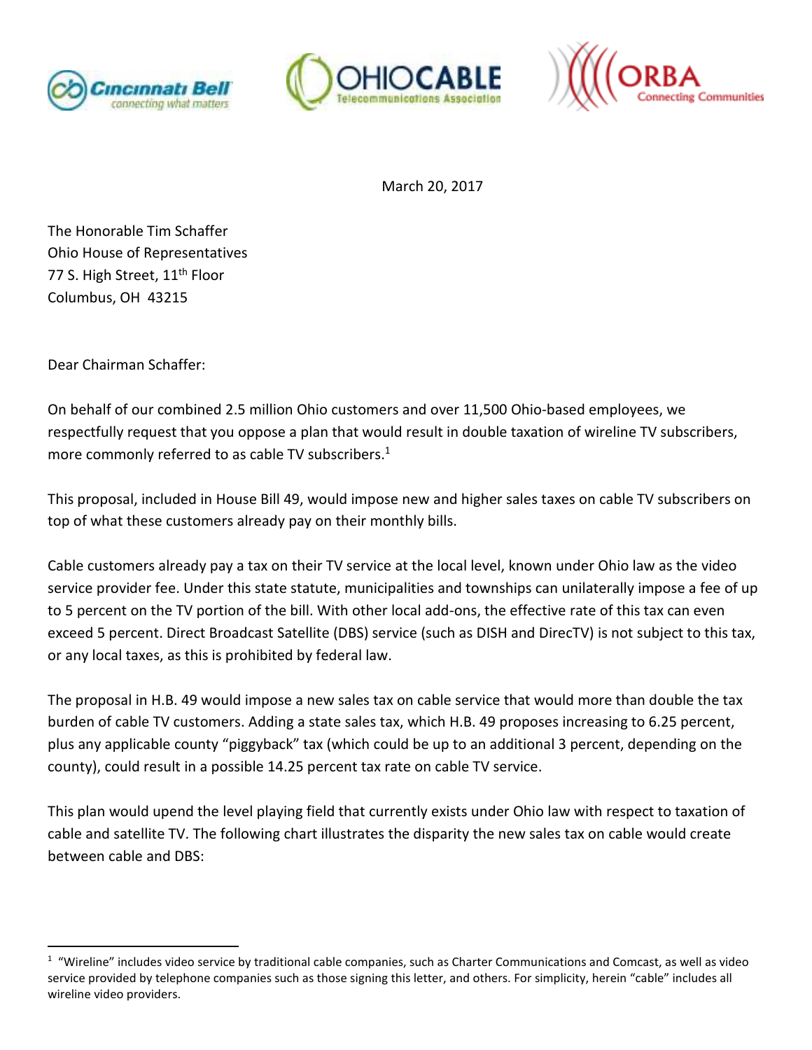March 20, 2017

The Honorable Tim Schaffer
Ohio House of Representatives
77 S. High Street, 11th Floor
Columbus, OH 43215

Dear Chairman Schaffer:

On behalf of our combined 2.5 million Ohio customers and over 11,500 Ohio-based employees, we respectfully request that you oppose a plan that would result in double taxation of wireline TV subscribers, more commonly referred to as cable TV subscribers.[1]

This proposal, included in House Bill 49, would impose new and higher sales taxes on cable TV subscribers on top of what these customers already pay on their monthly bills.

Cable customers already pay a tax on their TV service at the local level, known under Ohio law as the video service provider fee. Under this state statute, municipalities and townships can unilaterally impose a fee of up to 5 percent on the TV portion of the bill. With other local add-ons, the effective rate of this tax can even exceed 5 percent. Direct Broadcast Satellite (DBS) service (such as DISH and DirecTV) is not subject to this tax, or any local taxes, as this is prohibited by federal law.

The proposal in H.B. 49 would impose a new sales tax on cable service that would more than double the tax burden of cable TV customers. Adding a state sales tax, which H.B. 49 proposes increasing to 6.25 percent, plus any applicable county "piggyback" tax (which could be up to an additional 3 percent, depending on the county), could result in a possible 14.25 percent tax rate on cable TV service.

This plan would upend the level playing field that currently exists under Ohio law with respect to taxation of cable and satellite TV. The following chart illustrates the disparity the new sales tax on cable would create between cable and DBS:

[1] "Wireline" includes video service by traditional cable companies, such as Charter Communications and Comcast, as well as video service provided by telephone companies such as those signing this letter, and others. For simplicity, herein "cable" includes all wireline video providers.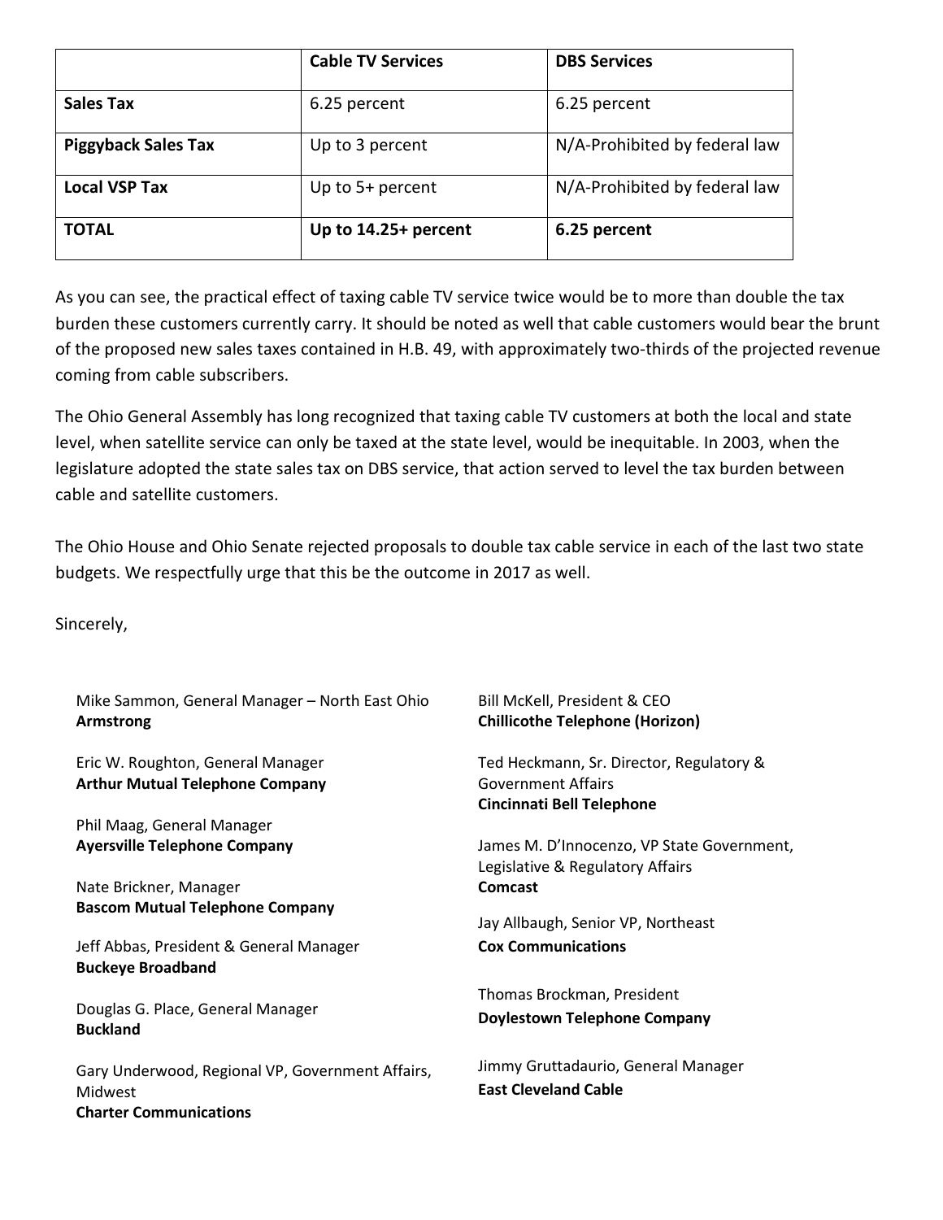| | **Cable TV Services** | **DBS Services** |
|---|---|---|
| **Sales Tax** | 6.25 percent | 6.25 percent |
| **Piggyback Sales Tax** | Up to 3 percent | N/A-Prohibited by federal law |
| **Local VSP Tax** | Up to 5+ percent | N/A-Prohibited by federal law |
| **TOTAL** | **Up to 14.25+ percent** | **6.25 percent** |

As you can see, the practical effect of taxing cable TV service twice would be to more than double the tax burden these customers currently carry. It should be noted as well that cable customers would bear the brunt of the proposed new sales taxes contained in H.B. 49, with approximately two-thirds of the projected revenue coming from cable subscribers.

The Ohio General Assembly has long recognized that taxing cable TV customers at both the local and state level, when satellite service can only be taxed at the state level, would be inequitable. In 2003, when the legislature adopted the state sales tax on DBS service, that action served to level the tax burden between cable and satellite customers.

The Ohio House and Ohio Senate rejected proposals to double tax cable service in each of the last two state budgets. We respectfully urge that this be the outcome in 2017 as well.

Sincerely,

Mike Sammon, General Manager – North East Ohio
**Armstrong**

Eric W. Roughton, General Manager
**Arthur Mutual Telephone Company**

Phil Maag, General Manager
**Ayersville Telephone Company**

Nate Brickner, Manager
**Bascom Mutual Telephone Company**

Jeff Abbas, President & General Manager
**Buckeye Broadband**

Douglas G. Place, General Manager
**Buckland**

Gary Underwood, Regional VP, Government Affairs, Midwest
**Charter Communications**

Bill McKell, President & CEO
**Chillicothe Telephone (Horizon)**

Ted Heckmann, Sr. Director, Regulatory & Government Affairs
**Cincinnati Bell Telephone**

James M. D'Innocenzo, VP State Government, Legislative & Regulatory Affairs
**Comcast**

Jay Allbaugh, Senior VP, Northeast
**Cox Communications**

Thomas Brockman, President
**Doylestown Telephone Company**

Jimmy Gruttadaurio, General Manager
**East Cleveland Cable**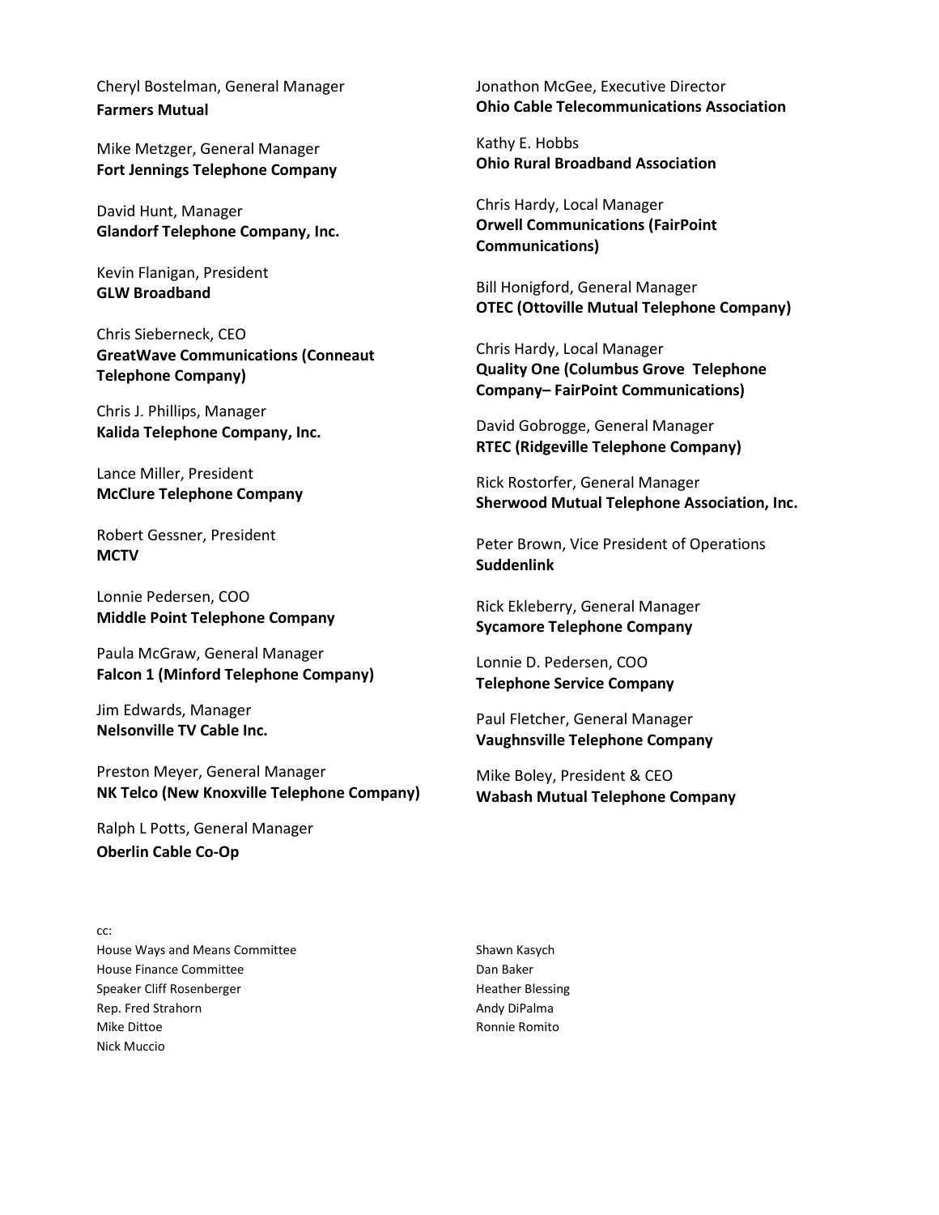Cheryl Bostelman, General Manager
**Farmers Mutual**

Mike Metzger, General Manager
**Fort Jennings Telephone Company**

David Hunt, Manager
**Glandorf Telephone Company, Inc.**

Kevin Flanigan, President
**GLW Broadband**

Chris Sieberneck, CEO
**GreatWave Communications (Conneaut Telephone Company)**

Chris J. Phillips, Manager
**Kalida Telephone Company, Inc.**

Lance Miller, President
**McClure Telephone Company**

Robert Gessner, President
**MCTV**

Lonnie Pedersen, COO
**Middle Point Telephone Company**

Paula McGraw, General Manager
**Falcon 1 (Minford Telephone Company)**

Jim Edwards, Manager
**Nelsonville TV Cable Inc.**

Preston Meyer, General Manager
**NK Telco (New Knoxville Telephone Company)**

Ralph L Potts, General Manager
**Oberlin Cable Co-Op**

Jonathon McGee, Executive Director
**Ohio Cable Telecommunications Association**

Kathy E. Hobbs
**Ohio Rural Broadband Association**

Chris Hardy, Local Manager
**Orwell Communications (FairPoint Communications)**

Bill Honigford, General Manager
**OTEC (Ottoville Mutual Telephone Company)**

Chris Hardy, Local Manager
**Quality One (Columbus Grove Telephone Company– FairPoint Communications)**

David Gobrogge, General Manager
**RTEC (Ridgeville Telephone Company)**

Rick Rostorfer, General Manager
**Sherwood Mutual Telephone Association, Inc.**

Peter Brown, Vice President of Operations
**Suddenlink**

Rick Ekleberry, General Manager
**Sycamore Telephone Company**

Lonnie D. Pedersen, COO
**Telephone Service Company**

Paul Fletcher, General Manager
**Vaughnsville Telephone Company**

Mike Boley, President & CEO
**Wabash Mutual Telephone Company**

cc:
House Ways and Means Committee
House Finance Committee
Speaker Cliff Rosenberger
Rep. Fred Strahorn
Mike Dittoe
Nick Muccio
Shawn Kasych
Dan Baker
Heather Blessing
Andy DiPalma
Ronnie Romito